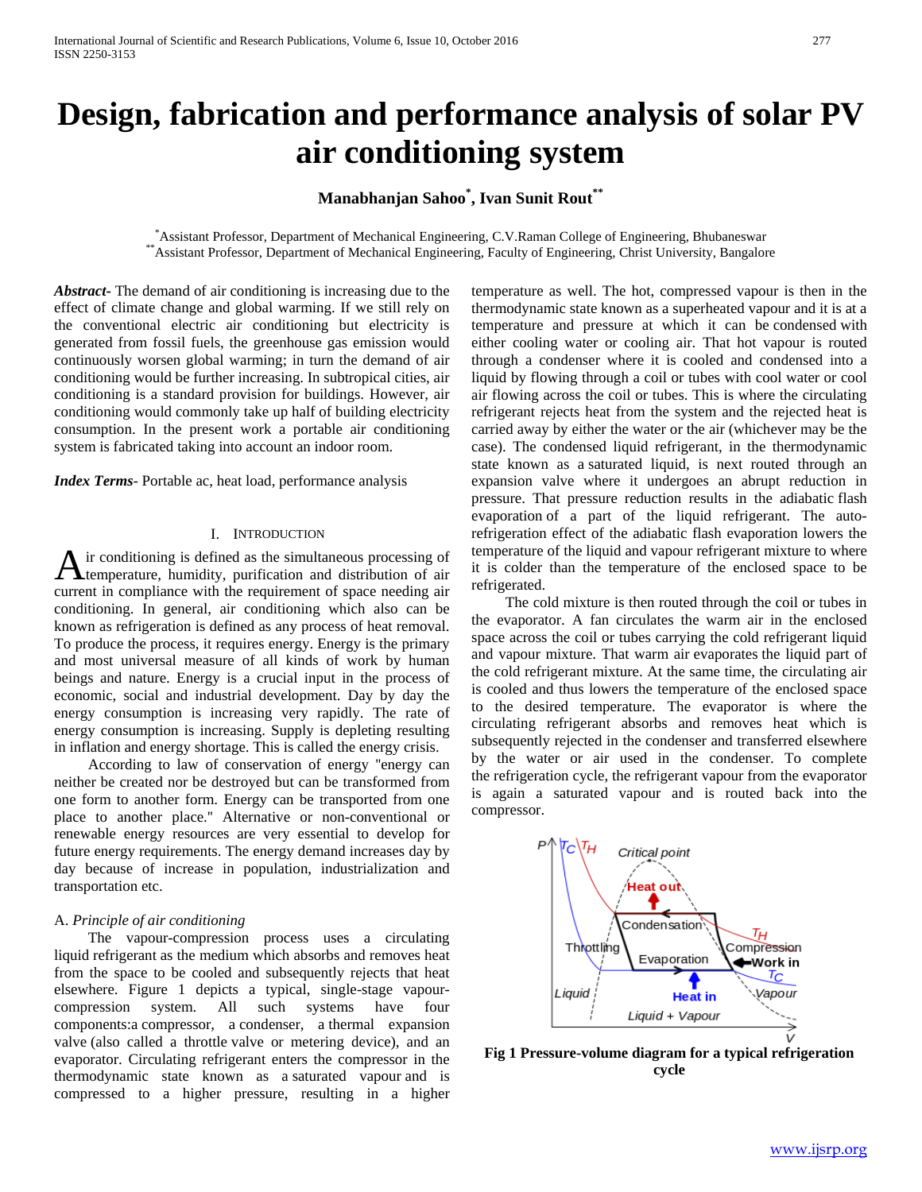# Design, fabrication and performance analysis of solar PV air conditioning system

**Manabhanjan Sahoo[*], Ivan Sunit Rout[**]**

[*]Assistant Professor, Department of Mechanical Engineering, C.V.Raman College of Engineering, Bhubaneswar
[**]Assistant Professor, Department of Mechanical Engineering, Faculty of Engineering, Christ University, Bangalore

***Abstract***- The demand of air conditioning is increasing due to the effect of climate change and global warming. If we still rely on the conventional electric air conditioning but electricity is generated from fossil fuels, the greenhouse gas emission would continuously worsen global warming; in turn the demand of air conditioning would be further increasing. In subtropical cities, air conditioning is a standard provision for buildings. However, air conditioning would commonly take up half of building electricity consumption. In the present work a portable air conditioning system is fabricated taking into account an indoor room.

***Index Terms***- Portable ac, heat load, performance analysis

## I. Introduction

Air conditioning is defined as the simultaneous processing of temperature, humidity, purification and distribution of air current in compliance with the requirement of space needing air conditioning. In general, air conditioning which also can be known as refrigeration is defined as any process of heat removal. To produce the process, it requires energy. Energy is the primary and most universal measure of all kinds of work by human beings and nature. Energy is a crucial input in the process of economic, social and industrial development. Day by day the energy consumption is increasing very rapidly. The rate of energy consumption is increasing. Supply is depleting resulting in inflation and energy shortage. This is called the energy crisis.

According to law of conservation of energy "energy can neither be created nor be destroyed but can be transformed from one form to another form. Energy can be transported from one place to another place." Alternative or non-conventional or renewable energy resources are very essential to develop for future energy requirements. The energy demand increases day by day because of increase in population, industrialization and transportation etc.

### A. *Principle of air conditioning*

The vapour-compression process uses a circulating liquid refrigerant as the medium which absorbs and removes heat from the space to be cooled and subsequently rejects that heat elsewhere. Figure 1 depicts a typical, single-stage vapour-compression system. All such systems have four components:a compressor, a condenser, a thermal expansion valve (also called a throttle valve or metering device), and an evaporator. Circulating refrigerant enters the compressor in the thermodynamic state known as a saturated vapour and is compressed to a higher pressure, resulting in a higher temperature as well. The hot, compressed vapour is then in the thermodynamic state known as a superheated vapour and it is at a temperature and pressure at which it can be condensed with either cooling water or cooling air. That hot vapour is routed through a condenser where it is cooled and condensed into a liquid by flowing through a coil or tubes with cool water or cool air flowing across the coil or tubes. This is where the circulating refrigerant rejects heat from the system and the rejected heat is carried away by either the water or the air (whichever may be the case). The condensed liquid refrigerant, in the thermodynamic state known as a saturated liquid, is next routed through an expansion valve where it undergoes an abrupt reduction in pressure. That pressure reduction results in the adiabatic flash evaporation of a part of the liquid refrigerant. The auto-refrigeration effect of the adiabatic flash evaporation lowers the temperature of the liquid and vapour refrigerant mixture to where it is colder than the temperature of the enclosed space to be refrigerated.

The cold mixture is then routed through the coil or tubes in the evaporator. A fan circulates the warm air in the enclosed space across the coil or tubes carrying the cold refrigerant liquid and vapour mixture. That warm air evaporates the liquid part of the cold refrigerant mixture. At the same time, the circulating air is cooled and thus lowers the temperature of the enclosed space to the desired temperature. The evaporator is where the circulating refrigerant absorbs and removes heat which is subsequently rejected in the condenser and transferred elsewhere by the water or air used in the condenser. To complete the refrigeration cycle, the refrigerant vapour from the evaporator is again a saturated vapour and is routed back into the compressor.

P
$T_C$
$T_H$
Critical point
Heat out
Condensation
$T_H$
Throttling
Compression
Evaporation
Work in
$T_C$
Liquid
Heat in
Vapour
Liquid + Vapour
V

**Fig 1 Pressure-volume diagram for a typical refrigeration cycle**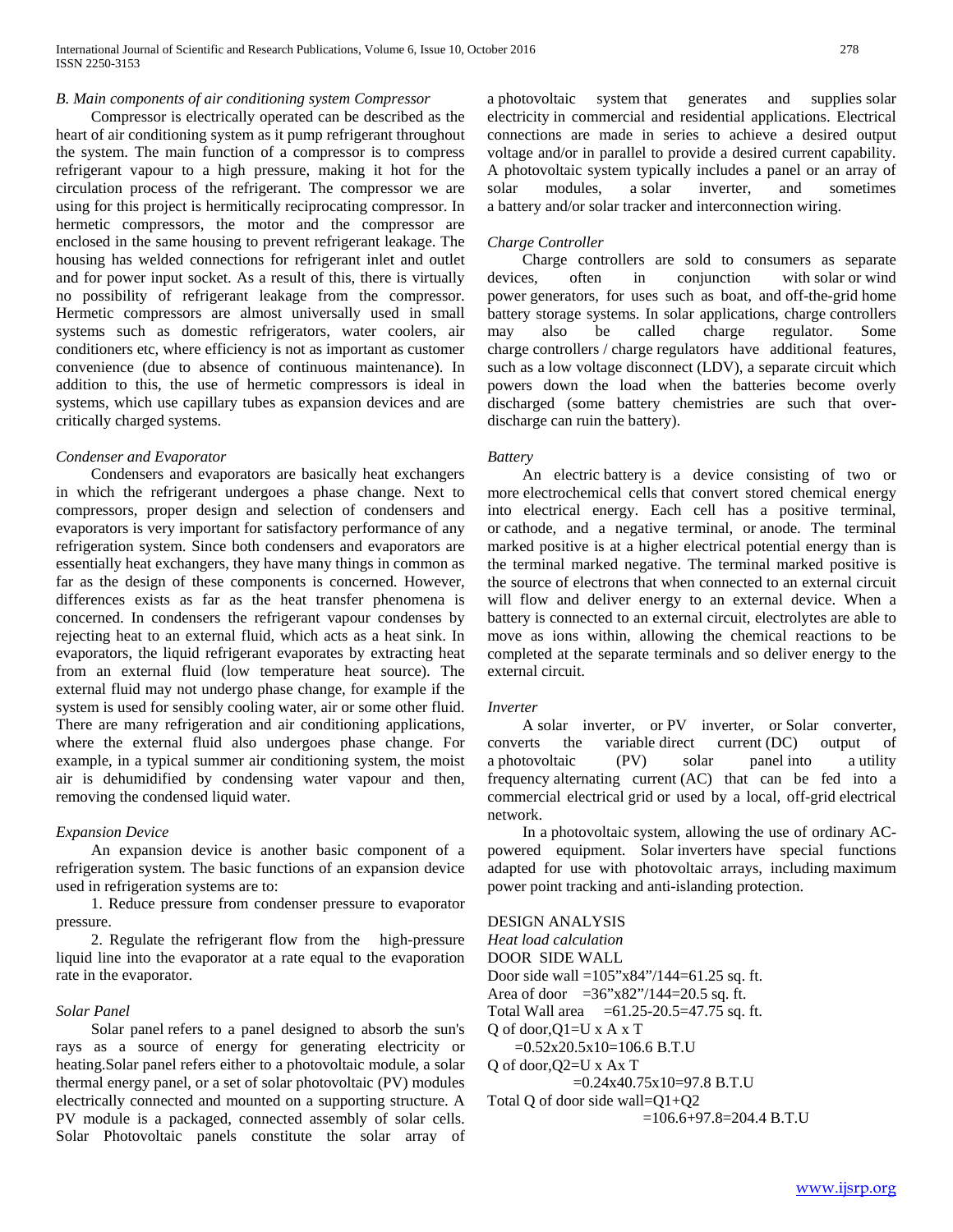### *B. Main components of air conditioning system Compressor*

Compressor is electrically operated can be described as the heart of air conditioning system as it pump refrigerant throughout the system. The main function of a compressor is to compress refrigerant vapour to a high pressure, making it hot for the circulation process of the refrigerant. The compressor we are using for this project is hermitically reciprocating compressor. In hermetic compressors, the motor and the compressor are enclosed in the same housing to prevent refrigerant leakage. The housing has welded connections for refrigerant inlet and outlet and for power input socket. As a result of this, there is virtually no possibility of refrigerant leakage from the compressor. Hermetic compressors are almost universally used in small systems such as domestic refrigerators, water coolers, air conditioners etc, where efficiency is not as important as customer convenience (due to absence of continuous maintenance). In addition to this, the use of hermetic compressors is ideal in systems, which use capillary tubes as expansion devices and are critically charged systems.

*Condenser and Evaporator*

Condensers and evaporators are basically heat exchangers in which the refrigerant undergoes a phase change. Next to compressors, proper design and selection of condensers and evaporators is very important for satisfactory performance of any refrigeration system. Since both condensers and evaporators are essentially heat exchangers, they have many things in common as far as the design of these components is concerned. However, differences exists as far as the heat transfer phenomena is concerned. In condensers the refrigerant vapour condenses by rejecting heat to an external fluid, which acts as a heat sink. In evaporators, the liquid refrigerant evaporates by extracting heat from an external fluid (low temperature heat source). The external fluid may not undergo phase change, for example if the system is used for sensibly cooling water, air or some other fluid. There are many refrigeration and air conditioning applications, where the external fluid also undergoes phase change. For example, in a typical summer air conditioning system, the moist air is dehumidified by condensing water vapour and then, removing the condensed liquid water.

*Expansion Device*

An expansion device is another basic component of a refrigeration system. The basic functions of an expansion device used in refrigeration systems are to:

1. Reduce pressure from condenser pressure to evaporator pressure.

2. Regulate the refrigerant flow from the high-pressure liquid line into the evaporator at a rate equal to the evaporation rate in the evaporator.

*Solar Panel*

Solar panel refers to a panel designed to absorb the sun's rays as a source of energy for generating electricity or heating.Solar panel refers either to a photovoltaic module, a solar thermal energy panel, or a set of solar photovoltaic (PV) modules electrically connected and mounted on a supporting structure. A PV module is a packaged, connected assembly of solar cells. Solar Photovoltaic panels constitute the solar array of a photovoltaic system that generates and supplies solar electricity in commercial and residential applications. Electrical connections are made in series to achieve a desired output voltage and/or in parallel to provide a desired current capability. A photovoltaic system typically includes a panel or an array of solar modules, a solar inverter, and sometimes a battery and/or solar tracker and interconnection wiring.

*Charge Controller*

Charge controllers are sold to consumers as separate devices, often in conjunction with solar or wind power generators, for uses such as boat, and off-the-grid home battery storage systems. In solar applications, charge controllers may also be called charge regulator. Some charge controllers / charge regulators have additional features, such as a low voltage disconnect (LDV), a separate circuit which powers down the load when the batteries become overly discharged (some battery chemistries are such that over-discharge can ruin the battery).

*Battery*

An electric battery is a device consisting of two or more electrochemical cells that convert stored chemical energy into electrical energy. Each cell has a positive terminal, or cathode, and a negative terminal, or anode. The terminal marked positive is at a higher electrical potential energy than is the terminal marked negative. The terminal marked positive is the source of electrons that when connected to an external circuit will flow and deliver energy to an external device. When a battery is connected to an external circuit, electrolytes are able to move as ions within, allowing the chemical reactions to be completed at the separate terminals and so deliver energy to the external circuit.

*Inverter*

A solar inverter, or PV inverter, or Solar converter, converts the variable direct current (DC) output of a photovoltaic (PV) solar panel into a utility frequency alternating current (AC) that can be fed into a commercial electrical grid or used by a local, off-grid electrical network.

In a photovoltaic system, allowing the use of ordinary AC-powered equipment. Solar inverters have special functions adapted for use with photovoltaic arrays, including maximum power point tracking and anti-islanding protection.

DESIGN ANALYSIS

*Heat load calculation*

DOOR SIDE WALL

Door side wall =105"x84"/144=61.25 sq. ft.

Area of door =36"x82"/144=20.5 sq. ft.

Total Wall area =61.25-20.5=47.75 sq. ft.

Q of door,Q1=U x A x T

=0.52x20.5x10=106.6 B.T.U

Q of door,Q2=U x Ax T

=0.24x40.75x10=97.8 B.T.U

Total Q of door side wall=Q1+Q2

=106.6+97.8=204.4 B.T.U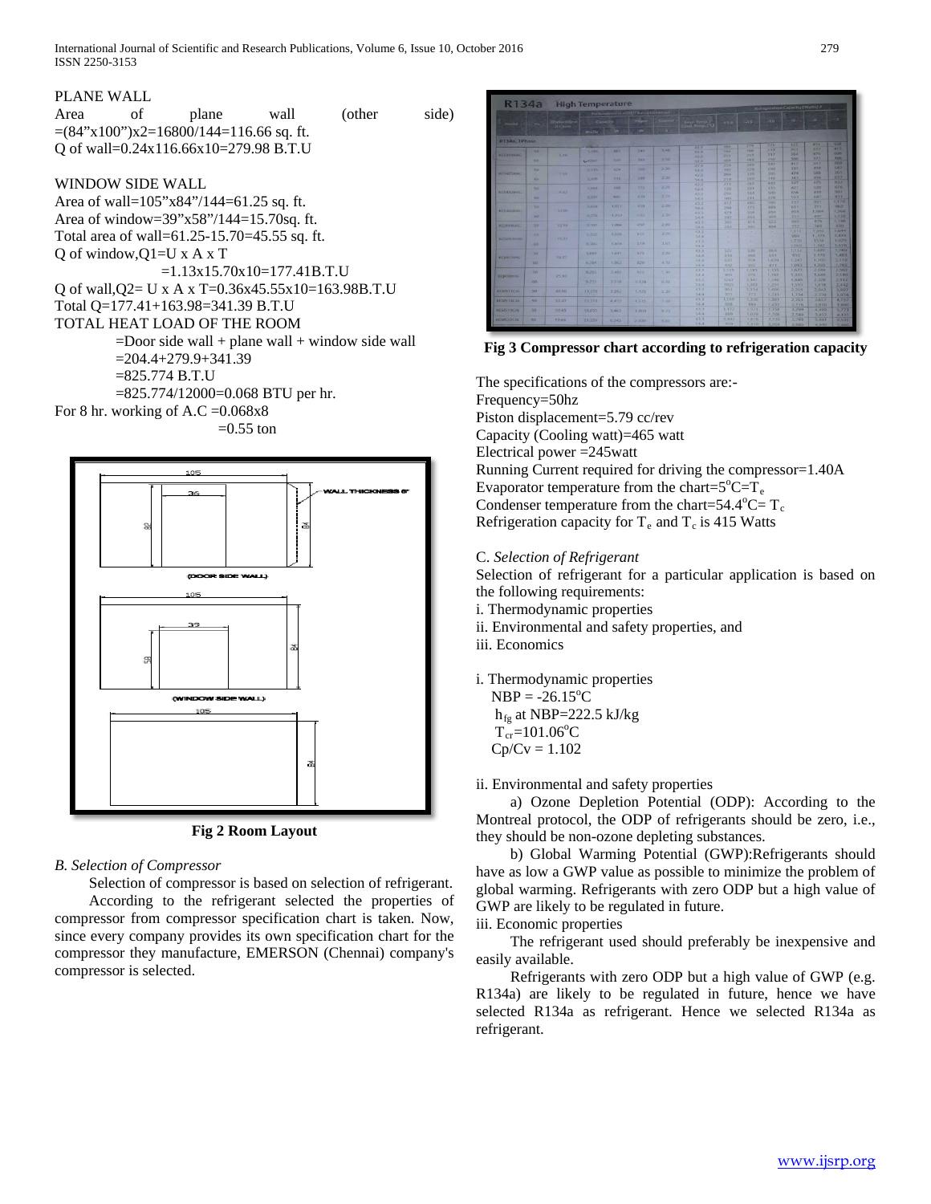PLANE WALL

Area of plane wall (other side) =(84"x100")x2=16800/144=116.66 sq. ft.

Q of wall=0.24x116.66x10=279.98 B.T.U

WINDOW SIDE WALL

Area of wall=105"x84"/144=61.25 sq. ft.

Area of window=39"x58"/144=15.70sq. ft.

Total area of wall=61.25-15.70=45.55 sq. ft.

Q of window,Q1=U x A x T

=1.13x15.70x10=177.41B.T.U

Q of wall,Q2= U x A x T=0.36x45.55x10=163.98B.T.U

Total Q=177.41+163.98=341.39 B.T.U

TOTAL HEAT LOAD OF THE ROOM

=Door side wall + plane wall + window side wall

=204.4+279.9+341.39

=825.774 B.T.U

=825.774/12000=0.068 BTU per hr.

For 8 hr. working of A.C =0.068x8

=0.55 ton

**Fig 2 Room Layout**

*B. Selection of Compressor*

Selection of compressor is based on selection of refrigerant. According to the refrigerant selected the properties of compressor from compressor specification chart is taken. Now, since every company provides its own specification chart for the compressor they manufacture, EMERSON (Chennai) company's compressor is selected.

**Fig 3 Compressor chart according to refrigeration capacity**

The specifications of the compressors are:-

Frequency=50hz

Piston displacement=5.79 cc/rev

Capacity (Cooling watt)=465 watt

Electrical power =245watt

Running Current required for driving the compressor=1.40A

Evaporator temperature from the chart=5°C=$T_e$

Condenser temperature from the chart=54.4°C= $T_c$

Refrigeration capacity for $T_e$ and $T_c$ is 415 Watts

C. *Selection of Refrigerant*

Selection of refrigerant for a particular application is based on the following requirements:

i. Thermodynamic properties

ii. Environmental and safety properties, and

iii. Economics

i. Thermodynamic properties

NBP = -26.15°C

$h_{fg}$ at NBP=222.5 kJ/kg

$T_{cr}$=101.06°C

Cp/Cv = 1.102

ii. Environmental and safety properties

a) Ozone Depletion Potential (ODP): According to the Montreal protocol, the ODP of refrigerants should be zero, i.e., they should be non-ozone depleting substances.

b) Global Warming Potential (GWP):Refrigerants should have as low a GWP value as possible to minimize the problem of global warming. Refrigerants with zero ODP but a high value of GWP are likely to be regulated in future.

iii. Economic properties

The refrigerant used should preferably be inexpensive and easily available.

Refrigerants with zero ODP but a high value of GWP (e.g. R134a) are likely to be regulated in future, hence we have selected R134a as refrigerant. Hence we selected R134a as refrigerant.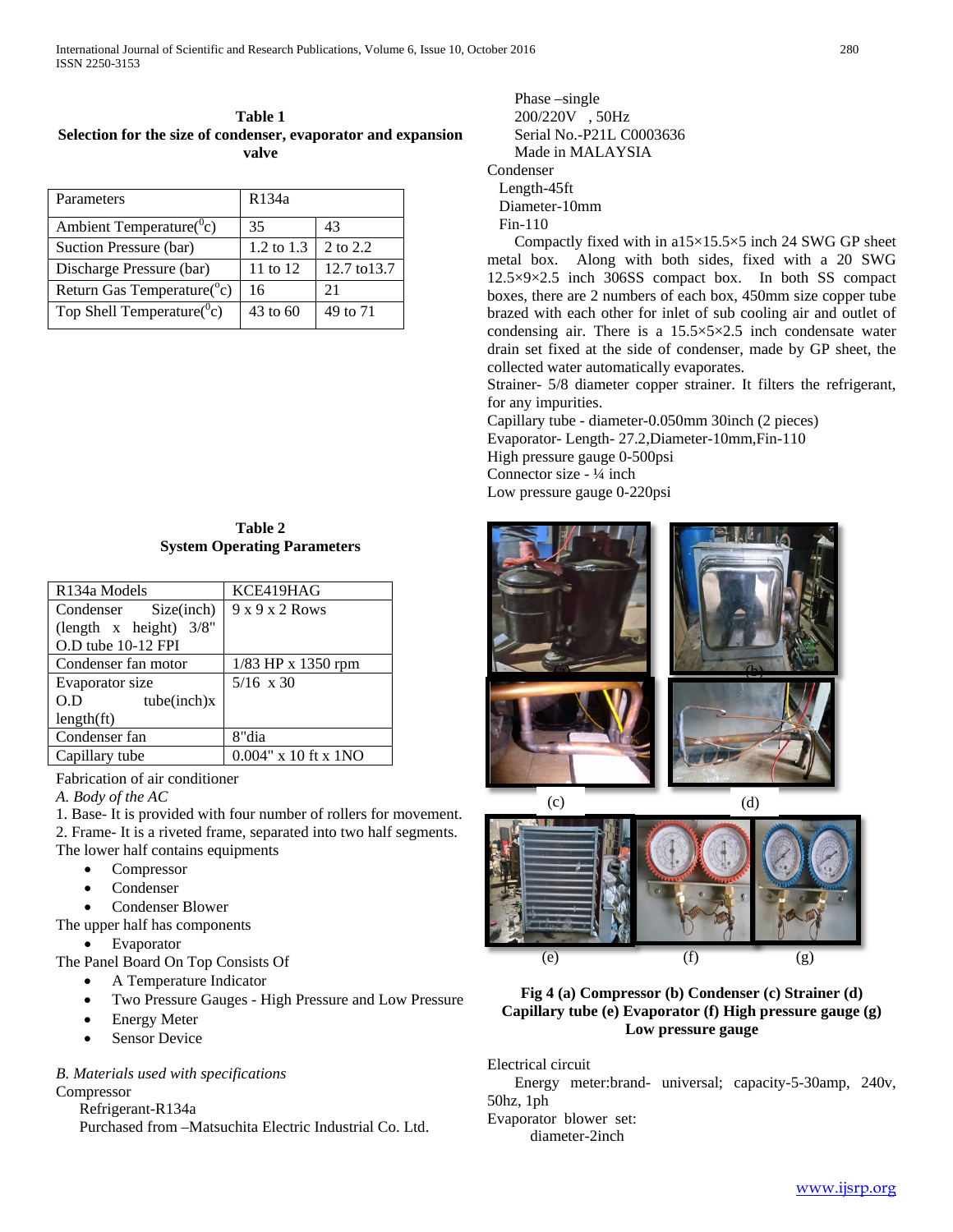**Table 1**
**Selection for the size of condenser, evaporator and expansion valve**

| Parameters | R134a | |
|---|---|---|
| Ambient Temperature($^0$c) | 35 | 43 |
| Suction Pressure (bar) | 1.2 to 1.3 | 2 to 2.2 |
| Discharge Pressure (bar) | 11 to 12 | 12.7 to13.7 |
| Return Gas Temperature($^0$c) | 16 | 21 |
| Top Shell Temperature($^0$c) | 43 to 60 | 49 to 71 |

**Table 2**
**System Operating Parameters**

| R134a Models | KCE419HAG |
|---|---|
| Condenser Size(inch) (length x height) 3/8" O.D tube 10-12 FPI | 9 x 9 x 2 Rows |
| Condenser fan motor | 1/83 HP x 1350 rpm |
| Evaporator size O.D tube(inch)x length(ft) | 5/16 x 30 |
| Condenser fan | 8"dia |
| Capillary tube | 0.004" x 10 ft x 1NO |

Fabrication of air conditioner

*A. Body of the AC*

1. Base- It is provided with four number of rollers for movement.
2. Frame- It is a riveted frame, separated into two half segments.

The lower half contains equipments

- Compressor
- Condenser
- Condenser Blower

The upper half has components

- Evaporator

The Panel Board On Top Consists Of

- A Temperature Indicator
- Two Pressure Gauges - High Pressure and Low Pressure
- Energy Meter
- Sensor Device

*B. Materials used with specifications*

Compressor

Refrigerant-R134a

Purchased from –Matsuchita Electric Industrial Co. Ltd.

Phase –single

200/220V , 50Hz

Serial No.-P21L C0003636

Made in MALAYSIA

Condenser

Length-45ft

Diameter-10mm

Fin-110

Compactly fixed with in a15×15.5×5 inch 24 SWG GP sheet metal box. Along with both sides, fixed with a 20 SWG 12.5×9×2.5 inch 306SS compact box. In both SS compact boxes, there are 2 numbers of each box, 450mm size copper tube brazed with each other for inlet of sub cooling air and outlet of condensing air. There is a 15.5×5×2.5 inch condensate water drain set fixed at the side of condenser, made by GP sheet, the collected water automatically evaporates.

Strainer- 5/8 diameter copper strainer. It filters the refrigerant, for any impurities.

Capillary tube - diameter-0.050mm 30inch (2 pieces)

Evaporator- Length- 27.2,Diameter-10mm,Fin-110

High pressure gauge 0-500psi

Connector size - ¼ inch

Low pressure gauge 0-220psi

**Fig 4 (a) Compressor (b) Condenser (c) Strainer (d) Capillary tube (e) Evaporator (f) High pressure gauge (g) Low pressure gauge**

Electrical circuit

Energy meter:brand- universal; capacity-5-30amp, 240v, 50hz, 1ph

Evaporator blower set:

diameter-2inch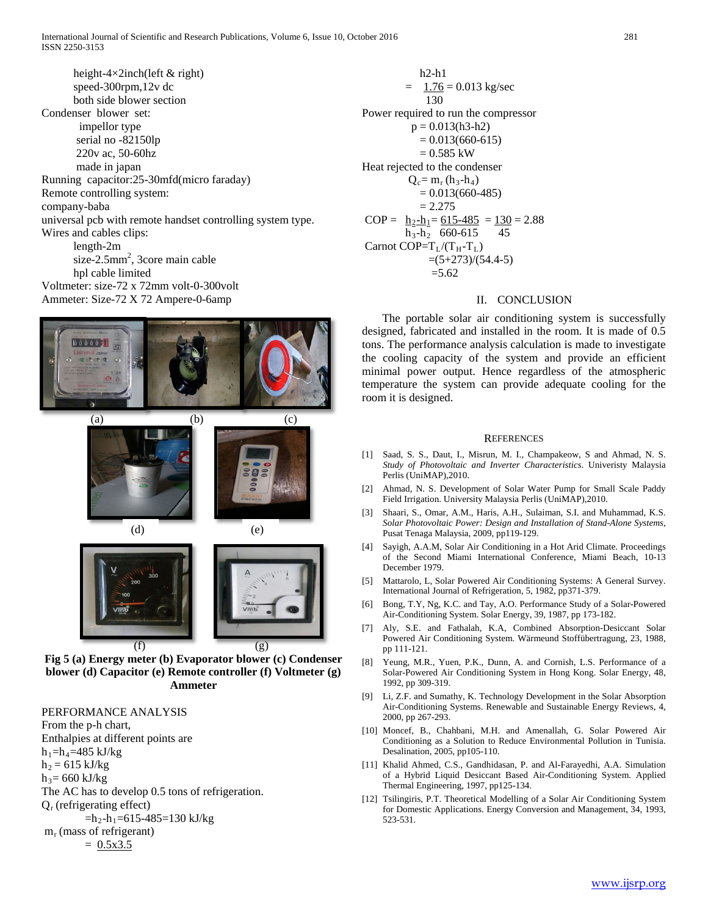height-4×2inch(left & right)
speed-300rpm,12v dc
both side blower section

Condenser blower set:
impellor type
serial no -82150lp
220v ac, 50-60hz
made in japan

Running capacitor:25-30mfd(micro faraday)

Remote controlling system:
company-baba
universal pcb with remote handset controlling system type.

Wires and cables clips:
length-2m
size-2.5mm$^2$, 3core main cable
hpl cable limited

Voltmeter: size-72 x 72mm volt-0-300volt

Ammeter: Size-72 X 72 Ampere-0-6amp

(a) (b) (c)

(d) (e)

(f) (g)

**Fig 5 (a) Energy meter (b) Evaporator blower (c) Condenser blower (d) Capacitor (e) Remote controller (f) Voltmeter (g) Ammeter**

PERFORMANCE ANALYSIS

From the p-h chart,
Enthalpies at different points are

$h_1 = h_4 = 485$ kJ/kg
$h_2 = 615$ kJ/kg
$h_3 = 660$ kJ/kg

The AC has to develop 0.5 tons of refrigeration.

$Q_r$ (refrigerating effect)

$$= h_2 - h_1 = 615 - 485 = 130 \text{ kJ/kg}$$

$m_r$ (mass of refrigerant)

$$= \frac{0.5 \times 3.5}{h_2 - h_1}$$

$$= \frac{1.76}{130} = 0.013 \text{ kg/sec}$$

Power required to run the compressor

$$p = 0.013(h_3 - h_2)$$
$$= 0.013(660 - 615)$$
$$= 0.585 \text{ kW}$$

Heat rejected to the condenser

$$Q_c = m_r(h_3 - h_4)$$
$$= 0.013(660 - 485)$$
$$= 2.275$$

$$COP = \frac{h_2 - h_1}{h_3 - h_2} = \frac{615 - 485}{660 - 615} = \frac{130}{45} = 2.88$$

$$\text{Carnot COP} = T_L/(T_H - T_L)$$
$$= (5+273)/(54.4-5)$$
$$= 5.62$$

## II. CONCLUSION

The portable solar air conditioning system is successfully designed, fabricated and installed in the room. It is made of 0.5 tons. The performance analysis calculation is made to investigate the cooling capacity of the system and provide an efficient minimal power output. Hence regardless of the atmospheric temperature the system can provide adequate cooling for the room it is designed.

## REFERENCES

[1] Saad, S. S., Daut, I., Misrun, M. I., Champakeow, S and Ahmad, N. S. *Study of Photovoltaic and Inverter Characteristics*. Univeristy Malaysia Perlis (UniMAP),2010.

[2] Ahmad, N. S. Development of Solar Water Pump for Small Scale Paddy Field Irrigation. University Malaysia Perlis (UniMAP),2010.

[3] Shaari, S., Omar, A.M., Haris, A.H., Sulaiman, S.I. and Muhammad, K.S. *Solar Photovoltaic Power: Design and Installation of Stand-Alone Systems*, Pusat Tenaga Malaysia, 2009, pp119-129.

[4] Sayigh, A.A.M, Solar Air Conditioning in a Hot Arid Climate. Proceedings of the Second Miami International Conference, Miami Beach, 10-13 December 1979.

[5] Mattarolo, L, Solar Powered Air Conditioning Systems: A General Survey. International Journal of Refrigeration, 5, 1982, pp371-379.

[6] Bong, T.Y, Ng, K.C. and Tay, A.O. Performance Study of a Solar-Powered Air-Conditioning System. Solar Energy, 39, 1987, pp 173-182.

[7] Aly, S.E. and Fathalah, K.A, Combined Absorption-Desiccant Solar Powered Air Conditioning System. Wärmeund Stoffübertragung, 23, 1988, pp 111-121.

[8] Yeung, M.R., Yuen, P.K., Dunn, A. and Cornish, L.S. Performance of a Solar-Powered Air Conditioning System in Hong Kong. Solar Energy, 48, 1992, pp 309-319.

[9] Li, Z.F. and Sumathy, K. Technology Development in the Solar Absorption Air-Conditioning Systems. Renewable and Sustainable Energy Reviews, 4, 2000, pp 267-293.

[10] Moncef, B., Chahbani, M.H. and Amenallah, G. Solar Powered Air Conditioning as a Solution to Reduce Environmental Pollution in Tunisia. Desalination, 2005, pp105-110.

[11] Khalid Ahmed, C.S., Gandhidasan, P. and Al-Farayedhi, A.A. Simulation of a Hybrid Liquid Desiccant Based Air-Conditioning System. Applied Thermal Engineering, 1997, pp125-134.

[12] Tsilingiris, P.T. Theoretical Modelling of a Solar Air Conditioning System for Domestic Applications. Energy Conversion and Management, 34, 1993, 523-531.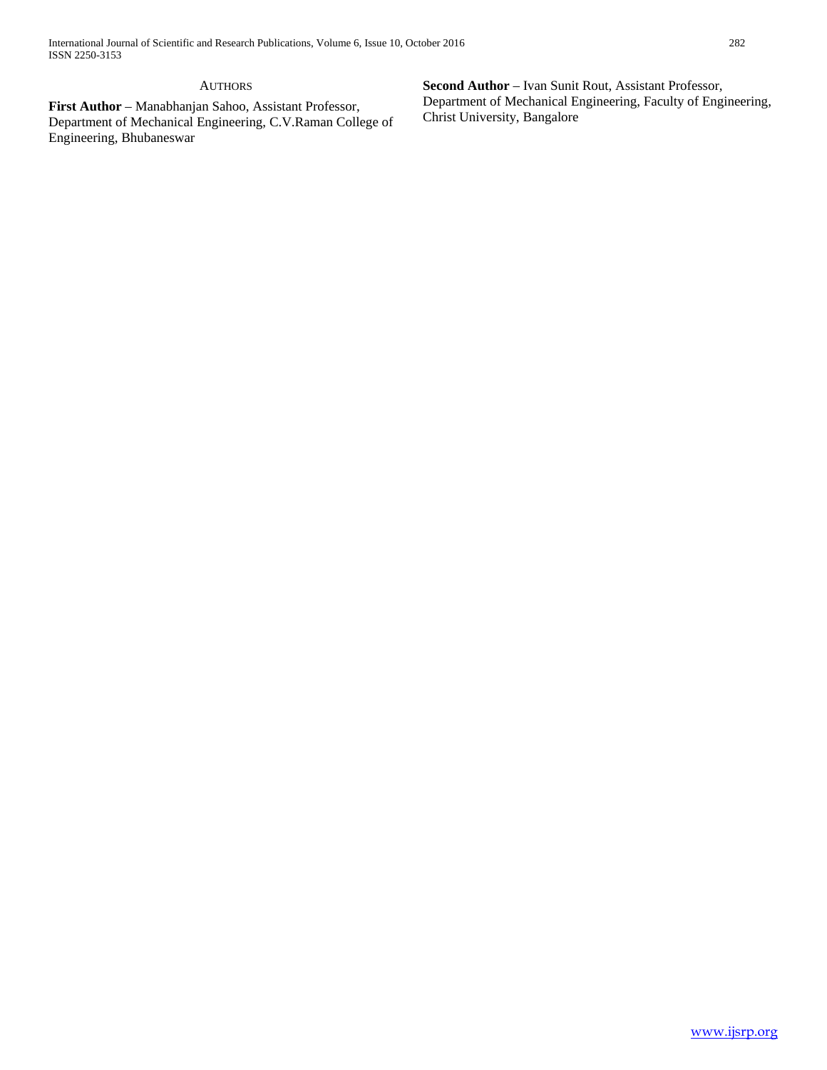## AUTHORS

**First Author** – Manabhanjan Sahoo, Assistant Professor, Department of Mechanical Engineering, C.V.Raman College of Engineering, Bhubaneswar

**Second Author** – Ivan Sunit Rout, Assistant Professor, Department of Mechanical Engineering, Faculty of Engineering, Christ University, Bangalore